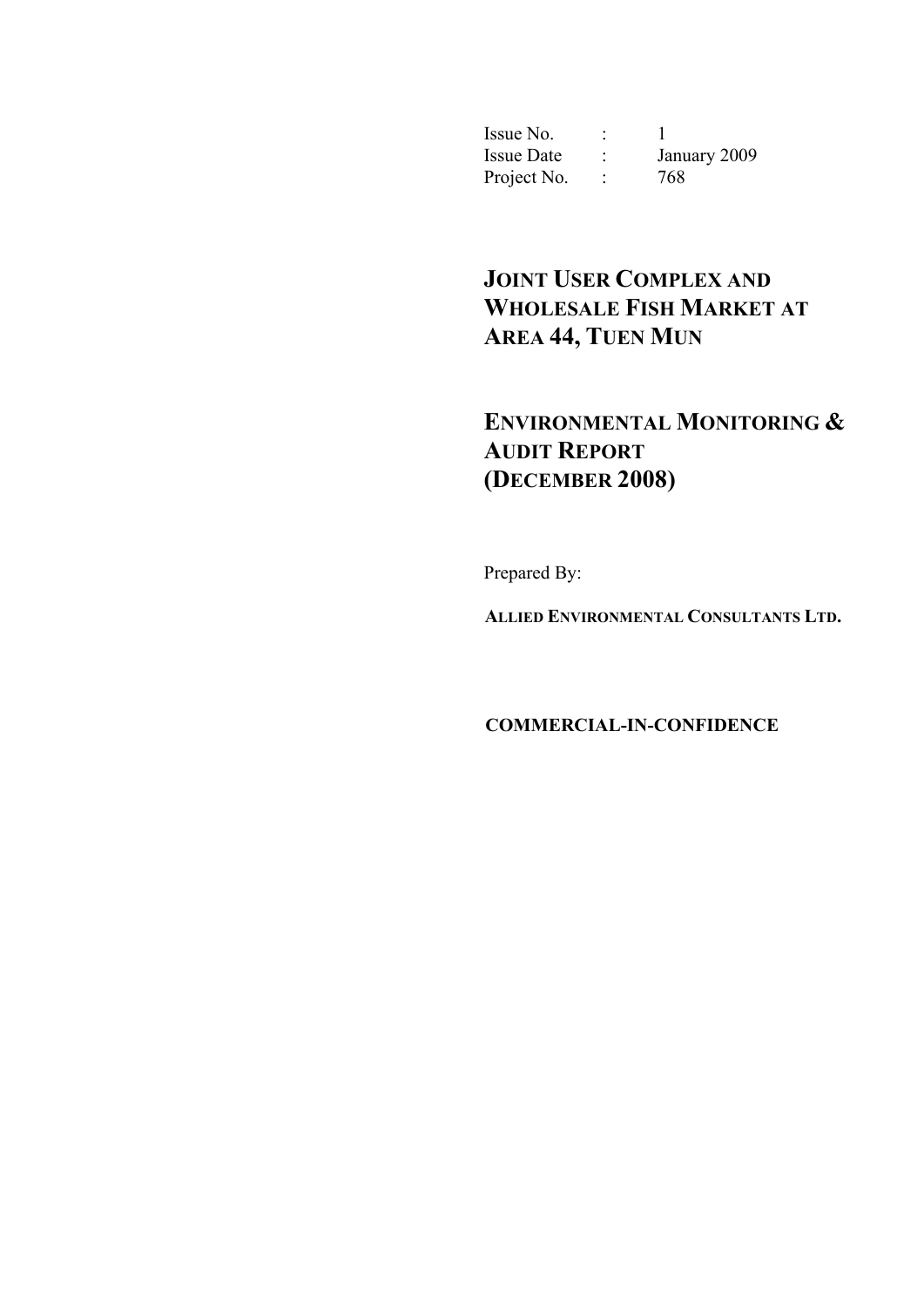| Issue No. | : | 1 |
|---|---|---|
| Issue Date | : | January 2009 |
| Project No. | : | 768 |

# JOINT USER COMPLEX AND WHOLESALE FISH MARKET AT AREA 44, TUEN MUN

# ENVIRONMENTAL MONITORING & AUDIT REPORT (DECEMBER 2008)

Prepared By:

**ALLIED ENVIRONMENTAL CONSULTANTS LTD.**

**COMMERCIAL-IN-CONFIDENCE**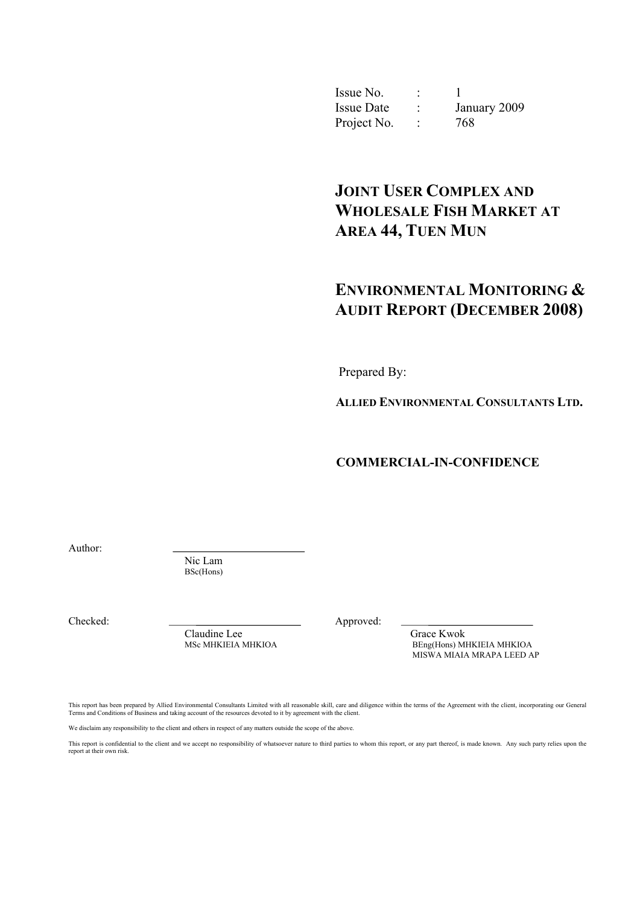| | | |
|---|---|---|
| Issue No. | : | 1 |
| Issue Date | : | January 2009 |
| Project No. | : | 768 |

# JOINT USER COMPLEX AND WHOLESALE FISH MARKET AT AREA 44, TUEN MUN

# ENVIRONMENTAL MONITORING & AUDIT REPORT (DECEMBER 2008)

Prepared By:

**ALLIED ENVIRONMENTAL CONSULTANTS LTD.**

**COMMERCIAL-IN-CONFIDENCE**

Author: \_\_\_\_\_\_\_\_\_\_\_\_\_\_\_\_\_\_\_\_\_\_\_\_\_\_

Nic Lam
BSc(Hons)

Checked: \_\_\_\_\_\_\_\_\_\_\_\_\_\_\_\_\_\_\_\_\_\_\_\_\_\_

Claudine Lee
MSc MHKIEIA MHKIOA

Approved: \_\_\_\_\_\_\_\_\_\_\_\_\_\_\_\_\_\_\_\_\_\_\_\_\_\_

Grace Kwok
BEng(Hons) MHKIEIA MHKIOA
MISWA MIAIA MRAPA LEED AP

This report has been prepared by Allied Environmental Consultants Limited with all reasonable skill, care and diligence within the terms of the Agreement with the client, incorporating our General Terms and Conditions of Business and taking account of the resources devoted to it by agreement with the client.

We disclaim any responsibility to the client and others in respect of any matters outside the scope of the above.

This report is confidential to the client and we accept no responsibility of whatsoever nature to third parties to whom this report, or any part thereof, is made known. Any such party relies upon the report at their own risk.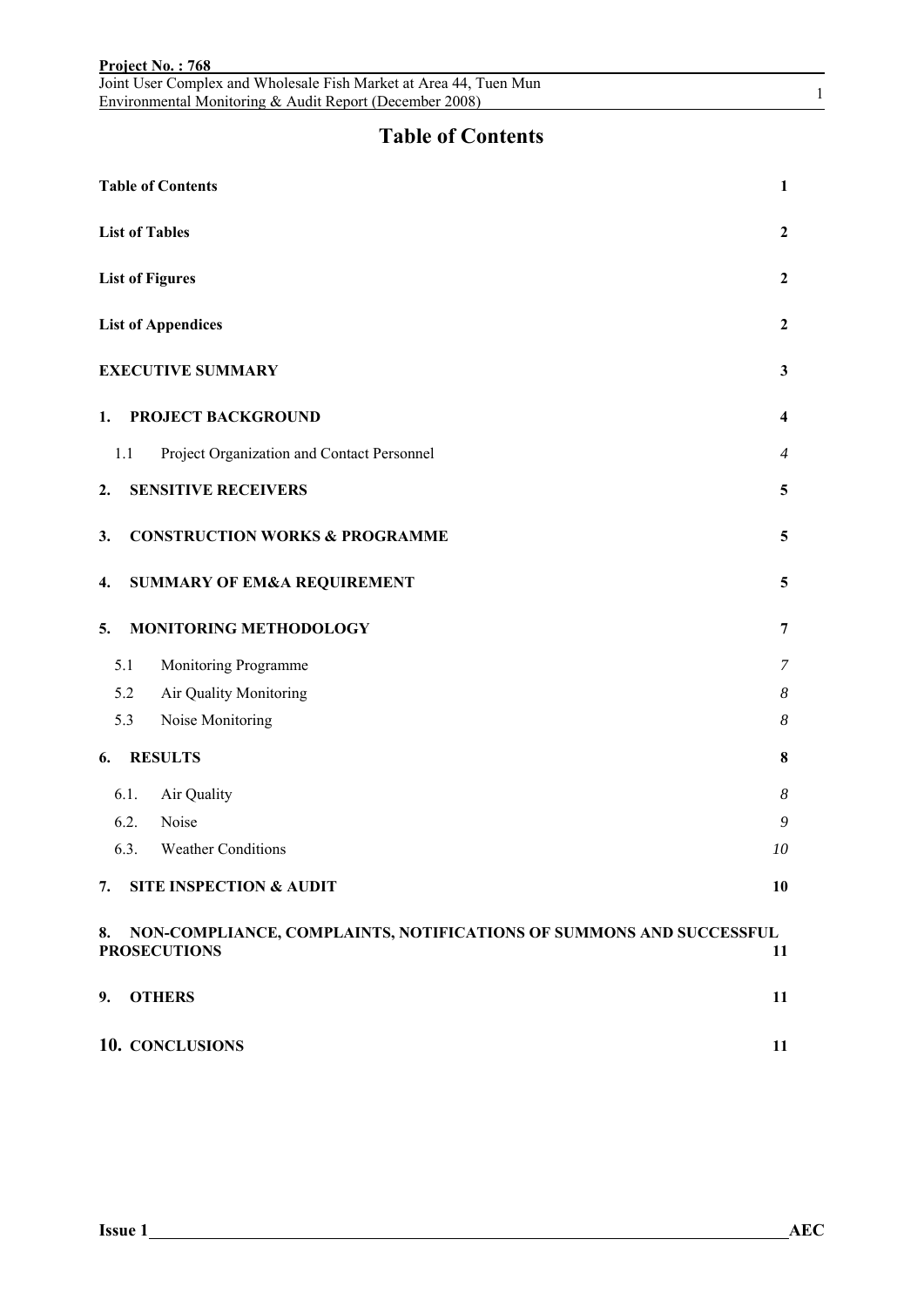# Table of Contents

| | |
|---|---|
| **Table of Contents** | **1** |
| **List of Tables** | **2** |
| **List of Figures** | **2** |
| **List of Appendices** | **2** |
| **EXECUTIVE SUMMARY** | **3** |
| **1. PROJECT BACKGROUND** | **4** |
| 1.1 Project Organization and Contact Personnel | *4* |
| **2. SENSITIVE RECEIVERS** | **5** |
| **3. CONSTRUCTION WORKS & PROGRAMME** | **5** |
| **4. SUMMARY OF EM&A REQUIREMENT** | **5** |
| **5. MONITORING METHODOLOGY** | **7** |
| 5.1 Monitoring Programme | *7* |
| 5.2 Air Quality Monitoring | *8* |
| 5.3 Noise Monitoring | *8* |
| **6. RESULTS** | **8** |
| 6.1. Air Quality | *8* |
| 6.2. Noise | *9* |
| 6.3. Weather Conditions | *10* |
| **7. SITE INSPECTION & AUDIT** | **10** |
| **8. NON-COMPLIANCE, COMPLAINTS, NOTIFICATIONS OF SUMMONS AND SUCCESSFUL PROSECUTIONS** | **11** |
| **9. OTHERS** | **11** |
| **10. CONCLUSIONS** | **11** |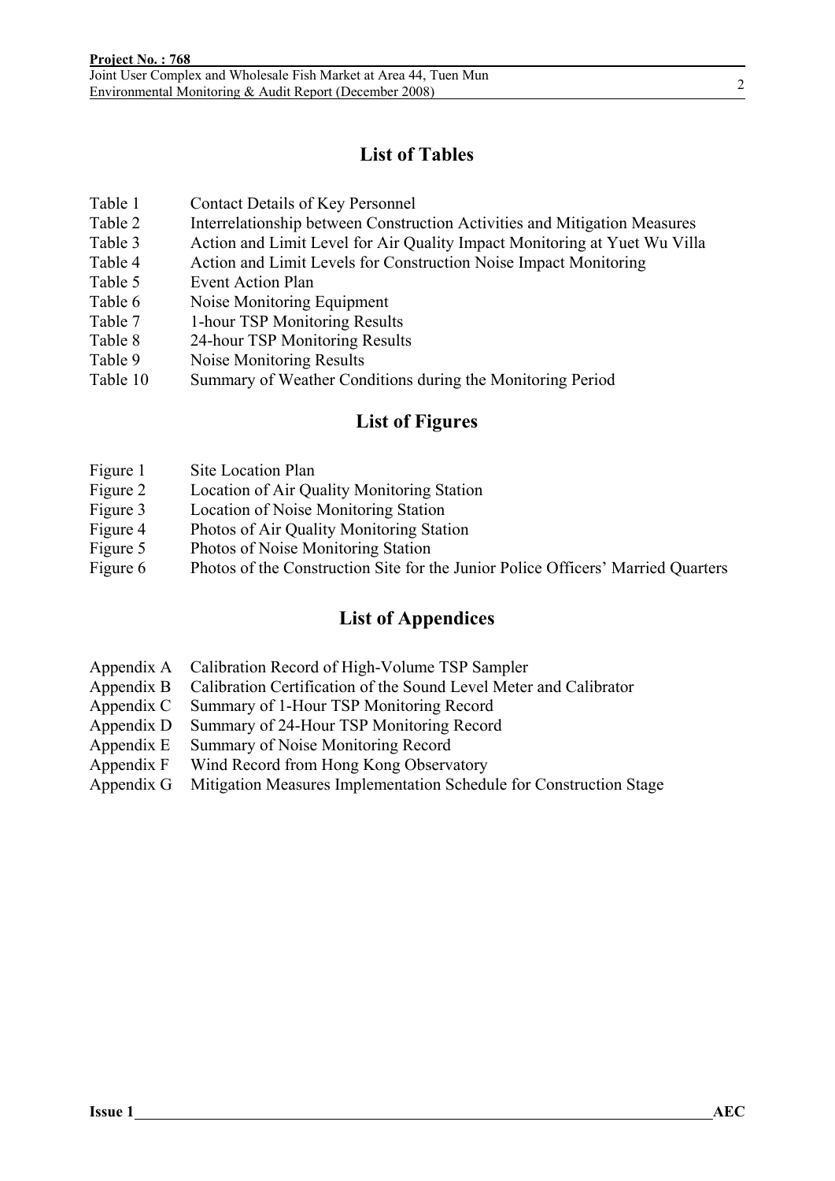## List of Tables

| | |
|---|---|
| Table 1 | Contact Details of Key Personnel |
| Table 2 | Interrelationship between Construction Activities and Mitigation Measures |
| Table 3 | Action and Limit Level for Air Quality Impact Monitoring at Yuet Wu Villa |
| Table 4 | Action and Limit Levels for Construction Noise Impact Monitoring |
| Table 5 | Event Action Plan |
| Table 6 | Noise Monitoring Equipment |
| Table 7 | 1-hour TSP Monitoring Results |
| Table 8 | 24-hour TSP Monitoring Results |
| Table 9 | Noise Monitoring Results |
| Table 10 | Summary of Weather Conditions during the Monitoring Period |

## List of Figures

| | |
|---|---|
| Figure 1 | Site Location Plan |
| Figure 2 | Location of Air Quality Monitoring Station |
| Figure 3 | Location of Noise Monitoring Station |
| Figure 4 | Photos of Air Quality Monitoring Station |
| Figure 5 | Photos of Noise Monitoring Station |
| Figure 6 | Photos of the Construction Site for the Junior Police Officers' Married Quarters |

## List of Appendices

| | |
|---|---|
| Appendix A | Calibration Record of High-Volume TSP Sampler |
| Appendix B | Calibration Certification of the Sound Level Meter and Calibrator |
| Appendix C | Summary of 1-Hour TSP Monitoring Record |
| Appendix D | Summary of 24-Hour TSP Monitoring Record |
| Appendix E | Summary of Noise Monitoring Record |
| Appendix F | Wind Record from Hong Kong Observatory |
| Appendix G | Mitigation Measures Implementation Schedule for Construction Stage |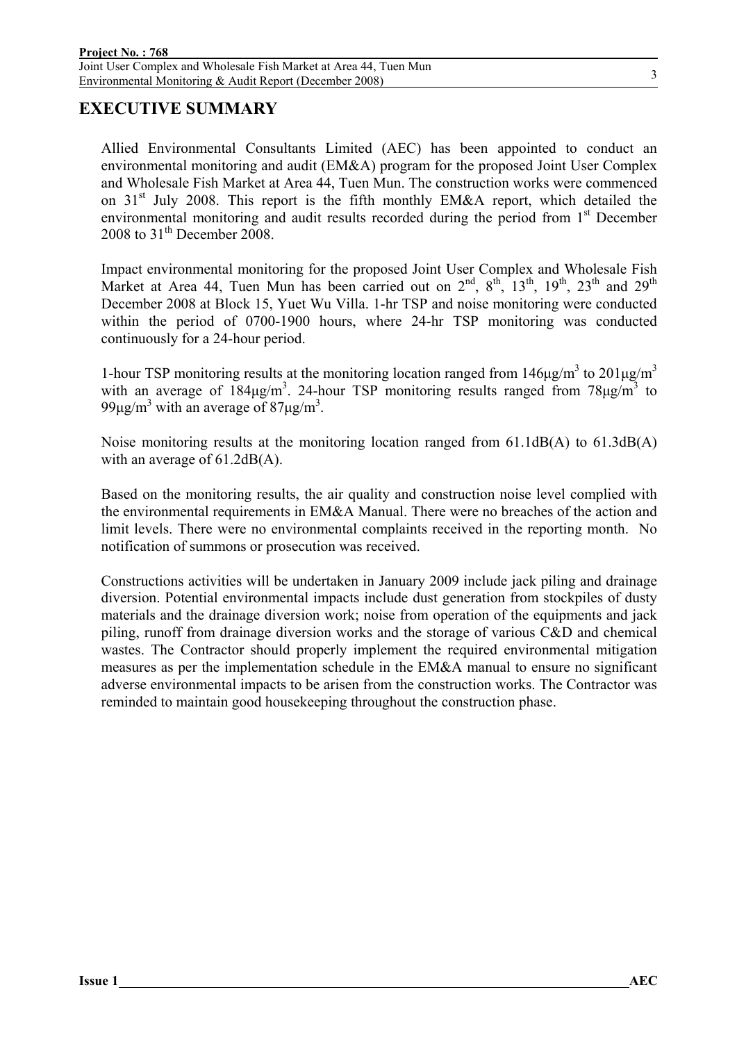# EXECUTIVE SUMMARY

Allied Environmental Consultants Limited (AEC) has been appointed to conduct an environmental monitoring and audit (EM&A) program for the proposed Joint User Complex and Wholesale Fish Market at Area 44, Tuen Mun. The construction works were commenced on 31st July 2008. This report is the fifth monthly EM&A report, which detailed the environmental monitoring and audit results recorded during the period from 1st December 2008 to 31th December 2008.

Impact environmental monitoring for the proposed Joint User Complex and Wholesale Fish Market at Area 44, Tuen Mun has been carried out on 2nd, 8th, 13th, 19th, 23th and 29th December 2008 at Block 15, Yuet Wu Villa. 1-hr TSP and noise monitoring were conducted within the period of 0700-1900 hours, where 24-hr TSP monitoring was conducted continuously for a 24-hour period.

1-hour TSP monitoring results at the monitoring location ranged from 146μg/m$^3$ to 201μg/m$^3$ with an average of 184μg/m$^3$. 24-hour TSP monitoring results ranged from 78μg/m$^3$ to 99μg/m$^3$ with an average of 87μg/m$^3$.

Noise monitoring results at the monitoring location ranged from 61.1dB(A) to 61.3dB(A) with an average of 61.2dB(A).

Based on the monitoring results, the air quality and construction noise level complied with the environmental requirements in EM&A Manual. There were no breaches of the action and limit levels. There were no environmental complaints received in the reporting month. No notification of summons or prosecution was received.

Constructions activities will be undertaken in January 2009 include jack piling and drainage diversion. Potential environmental impacts include dust generation from stockpiles of dusty materials and the drainage diversion work; noise from operation of the equipments and jack piling, runoff from drainage diversion works and the storage of various C&D and chemical wastes. The Contractor should properly implement the required environmental mitigation measures as per the implementation schedule in the EM&A manual to ensure no significant adverse environmental impacts to be arisen from the construction works. The Contractor was reminded to maintain good housekeeping throughout the construction phase.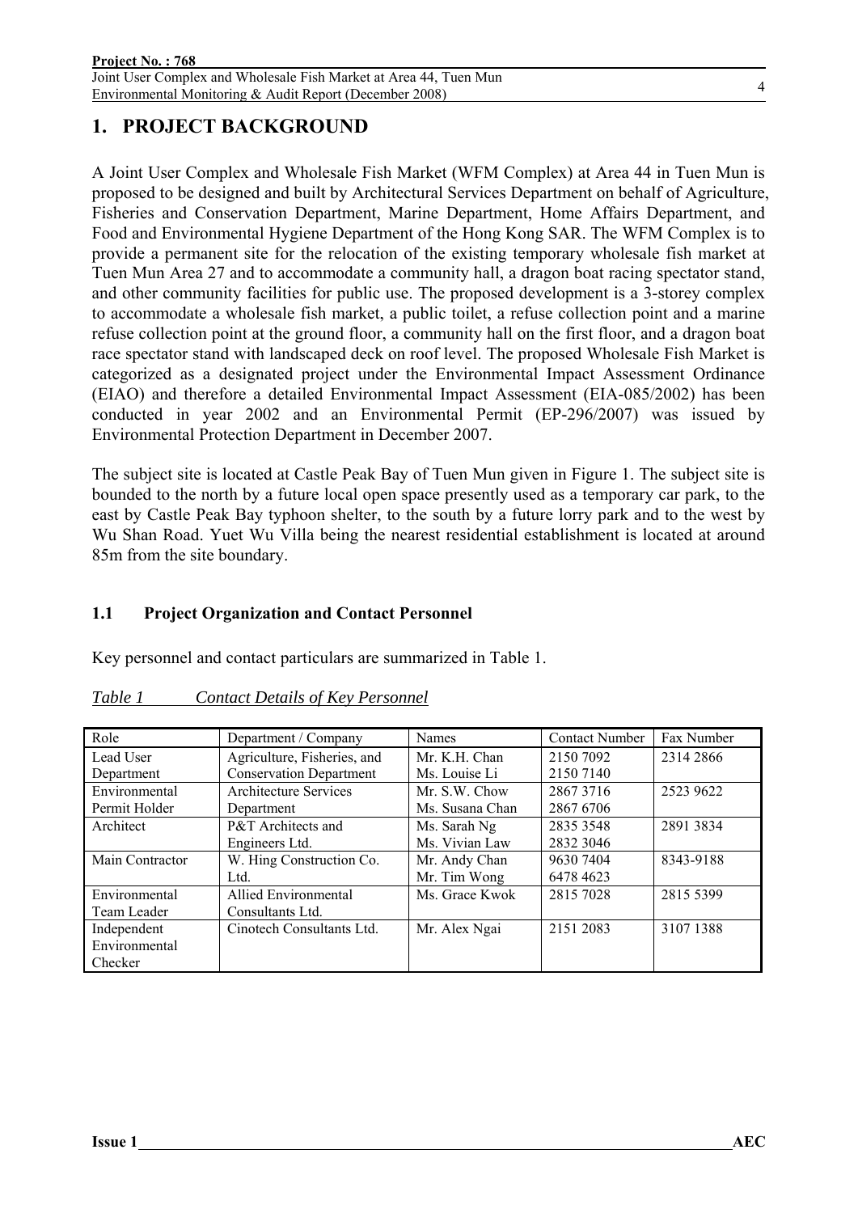# 1. PROJECT BACKGROUND

A Joint User Complex and Wholesale Fish Market (WFM Complex) at Area 44 in Tuen Mun is proposed to be designed and built by Architectural Services Department on behalf of Agriculture, Fisheries and Conservation Department, Marine Department, Home Affairs Department, and Food and Environmental Hygiene Department of the Hong Kong SAR. The WFM Complex is to provide a permanent site for the relocation of the existing temporary wholesale fish market at Tuen Mun Area 27 and to accommodate a community hall, a dragon boat racing spectator stand, and other community facilities for public use. The proposed development is a 3-storey complex to accommodate a wholesale fish market, a public toilet, a refuse collection point and a marine refuse collection point at the ground floor, a community hall on the first floor, and a dragon boat race spectator stand with landscaped deck on roof level. The proposed Wholesale Fish Market is categorized as a designated project under the Environmental Impact Assessment Ordinance (EIAO) and therefore a detailed Environmental Impact Assessment (EIA-085/2002) has been conducted in year 2002 and an Environmental Permit (EP-296/2007) was issued by Environmental Protection Department in December 2007.

The subject site is located at Castle Peak Bay of Tuen Mun given in Figure 1. The subject site is bounded to the north by a future local open space presently used as a temporary car park, to the east by Castle Peak Bay typhoon shelter, to the south by a future lorry park and to the west by Wu Shan Road. Yuet Wu Villa being the nearest residential establishment is located at around 85m from the site boundary.

## 1.1 Project Organization and Contact Personnel

Key personnel and contact particulars are summarized in Table 1.

*Table 1 Contact Details of Key Personnel*

| Role | Department / Company | Names | Contact Number | Fax Number |
|---|---|---|---|---|
| Lead User Department | Agriculture, Fisheries, and Conservation Department | Mr. K.H. Chan<br>Ms. Louise Li | 2150 7092<br>2150 7140 | 2314 2866 |
| Environmental Permit Holder | Architecture Services Department | Mr. S.W. Chow<br>Ms. Susana Chan | 2867 3716<br>2867 6706 | 2523 9622 |
| Architect | P&T Architects and Engineers Ltd. | Ms. Sarah Ng<br>Ms. Vivian Law | 2835 3548<br>2832 3046 | 2891 3834 |
| Main Contractor | W. Hing Construction Co. Ltd. | Mr. Andy Chan<br>Mr. Tim Wong | 9630 7404<br>6478 4623 | 8343-9188 |
| Environmental Team Leader | Allied Environmental Consultants Ltd. | Ms. Grace Kwok | 2815 7028 | 2815 5399 |
| Independent Environmental Checker | Cinotech Consultants Ltd. | Mr. Alex Ngai | 2151 2083 | 3107 1388 |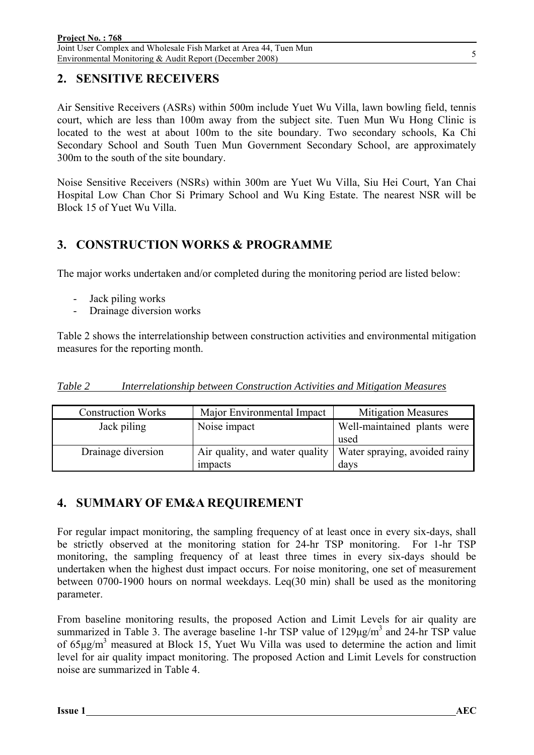## 2. SENSITIVE RECEIVERS

Air Sensitive Receivers (ASRs) within 500m include Yuet Wu Villa, lawn bowling field, tennis court, which are less than 100m away from the subject site. Tuen Mun Wu Hong Clinic is located to the west at about 100m to the site boundary. Two secondary schools, Ka Chi Secondary School and South Tuen Mun Government Secondary School, are approximately 300m to the south of the site boundary.

Noise Sensitive Receivers (NSRs) within 300m are Yuet Wu Villa, Siu Hei Court, Yan Chai Hospital Low Chan Chor Si Primary School and Wu King Estate. The nearest NSR will be Block 15 of Yuet Wu Villa.

## 3. CONSTRUCTION WORKS & PROGRAMME

The major works undertaken and/or completed during the monitoring period are listed below:

- Jack piling works
- Drainage diversion works

Table 2 shows the interrelationship between construction activities and environmental mitigation measures for the reporting month.

*Table 2 Interrelationship between Construction Activities and Mitigation Measures*

| Construction Works | Major Environmental Impact | Mitigation Measures |
|---|---|---|
| Jack piling | Noise impact | Well-maintained plants were used |
| Drainage diversion | Air quality, and water quality impacts | Water spraying, avoided rainy days |

## 4. SUMMARY OF EM&A REQUIREMENT

For regular impact monitoring, the sampling frequency of at least once in every six-days, shall be strictly observed at the monitoring station for 24-hr TSP monitoring. For 1-hr TSP monitoring, the sampling frequency of at least three times in every six-days should be undertaken when the highest dust impact occurs. For noise monitoring, one set of measurement between 0700-1900 hours on normal weekdays. Leq(30 min) shall be used as the monitoring parameter.

From baseline monitoring results, the proposed Action and Limit Levels for air quality are summarized in Table 3. The average baseline 1-hr TSP value of $129\mu g/m^3$ and 24-hr TSP value of $65\mu g/m^3$ measured at Block 15, Yuet Wu Villa was used to determine the action and limit level for air quality impact monitoring. The proposed Action and Limit Levels for construction noise are summarized in Table 4.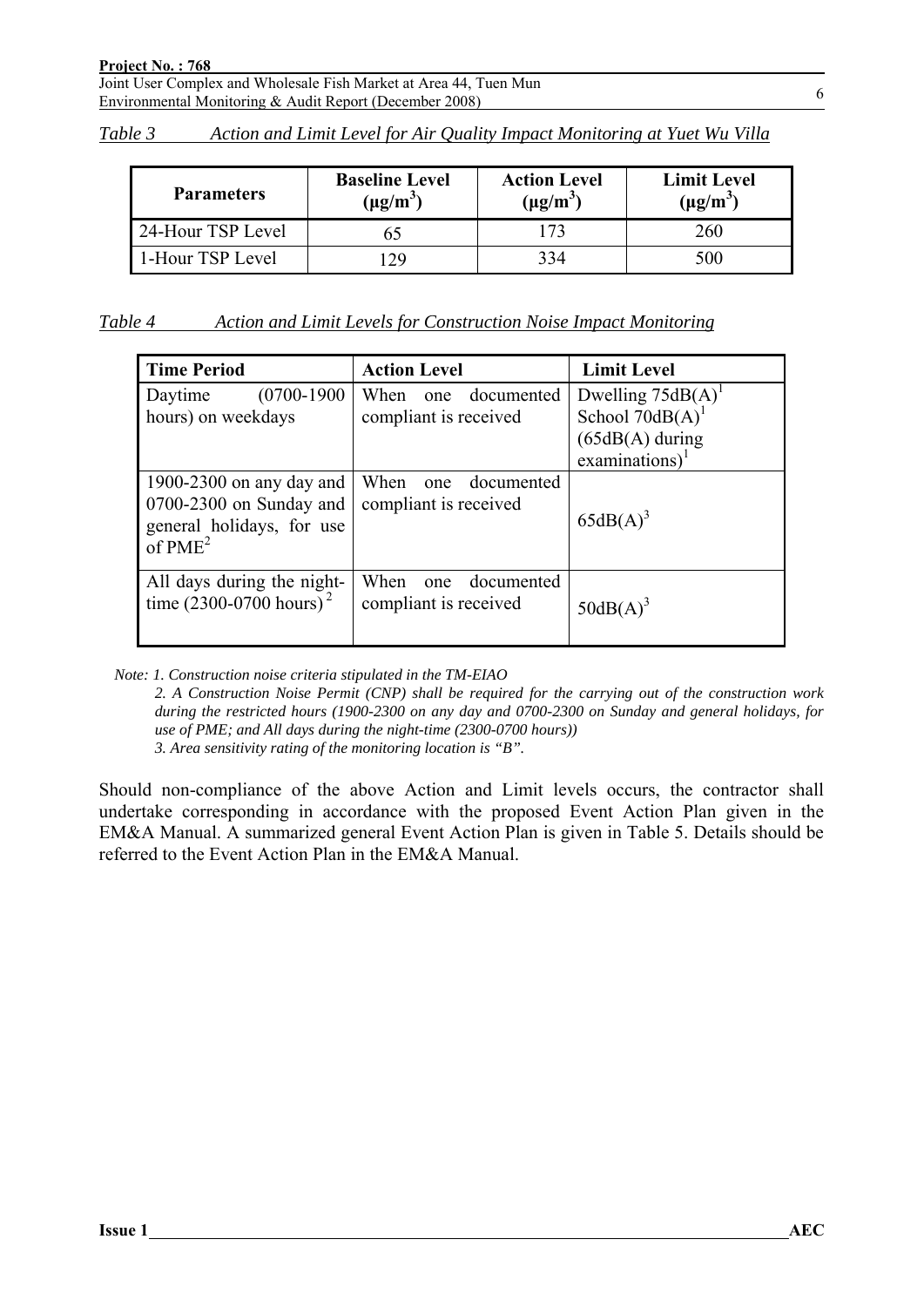*Table 3 Action and Limit Level for Air Quality Impact Monitoring at Yuet Wu Villa*

| Parameters | Baseline Level ($\mu g/m^3$) | Action Level ($\mu g/m^3$) | Limit Level ($\mu g/m^3$) |
|---|---|---|---|
| 24-Hour TSP Level | 65 | 173 | 260 |
| 1-Hour TSP Level | 129 | 334 | 500 |

*Table 4 Action and Limit Levels for Construction Noise Impact Monitoring*

| Time Period | Action Level | Limit Level |
|---|---|---|
| Daytime (0700-1900 hours) on weekdays | When one documented compliant is received | Dwelling 75dB(A)[1] School 70dB(A)[1] (65dB(A) during examinations)[1] |
| 1900-2300 on any day and 0700-2300 on Sunday and general holidays, for use of PME[2] | When one documented compliant is received | 65dB(A)[3] |
| All days during the night-time (2300-0700 hours)[2] | When one documented compliant is received | 50dB(A)[3] |

*Note: 1. Construction noise criteria stipulated in the TM-EIAO*
*2. A Construction Noise Permit (CNP) shall be required for the carrying out of the construction work during the restricted hours (1900-2300 on any day and 0700-2300 on Sunday and general holidays, for use of PME; and All days during the night-time (2300-0700 hours))*
*3. Area sensitivity rating of the monitoring location is "B".*

Should non-compliance of the above Action and Limit levels occurs, the contractor shall undertake corresponding in accordance with the proposed Event Action Plan given in the EM&A Manual. A summarized general Event Action Plan is given in Table 5. Details should be referred to the Event Action Plan in the EM&A Manual.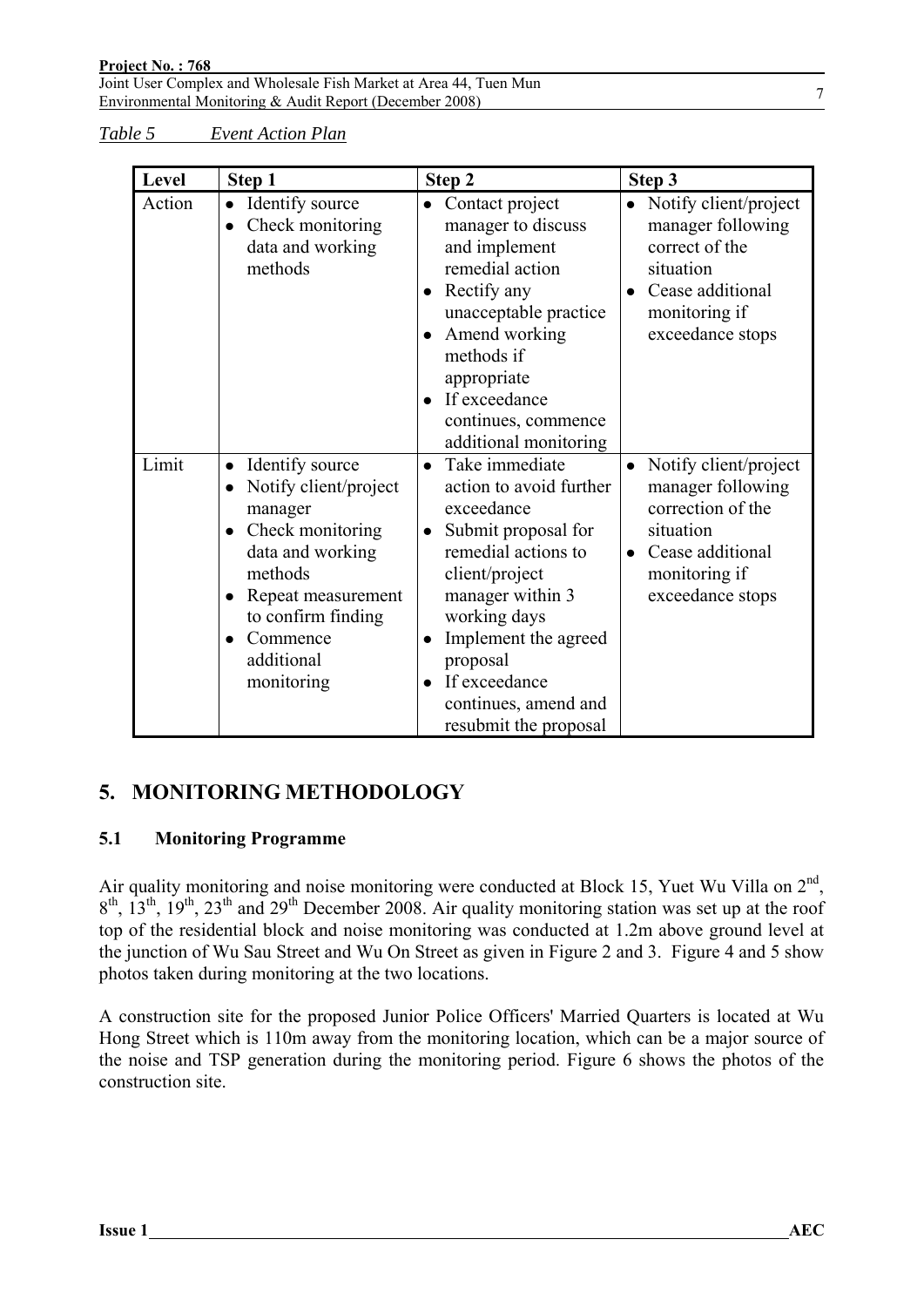*Table 5 Event Action Plan*

| Level | Step 1 | Step 2 | Step 3 |
|---|---|---|---|
| Action | • Identify source<br>• Check monitoring data and working methods | • Contact project manager to discuss and implement remedial action<br>• Rectify any unacceptable practice<br>• Amend working methods if appropriate<br>• If exceedance continues, commence additional monitoring | • Notify client/project manager following correct of the situation<br>• Cease additional monitoring if exceedance stops |
| Limit | • Identify source<br>• Notify client/project manager<br>• Check monitoring data and working methods<br>• Repeat measurement to confirm finding<br>• Commence additional monitoring | • Take immediate action to avoid further exceedance<br>• Submit proposal for remedial actions to client/project manager within 3 working days<br>• Implement the agreed proposal<br>• If exceedance continues, amend and resubmit the proposal | • Notify client/project manager following correction of the situation<br>• Cease additional monitoring if exceedance stops |

## 5. MONITORING METHODOLOGY

### 5.1 Monitoring Programme

Air quality monitoring and noise monitoring were conducted at Block 15, Yuet Wu Villa on 2nd, 8th, 13th, 19th, 23th and 29th December 2008. Air quality monitoring station was set up at the roof top of the residential block and noise monitoring was conducted at 1.2m above ground level at the junction of Wu Sau Street and Wu On Street as given in Figure 2 and 3. Figure 4 and 5 show photos taken during monitoring at the two locations.

A construction site for the proposed Junior Police Officers' Married Quarters is located at Wu Hong Street which is 110m away from the monitoring location, which can be a major source of the noise and TSP generation during the monitoring period. Figure 6 shows the photos of the construction site.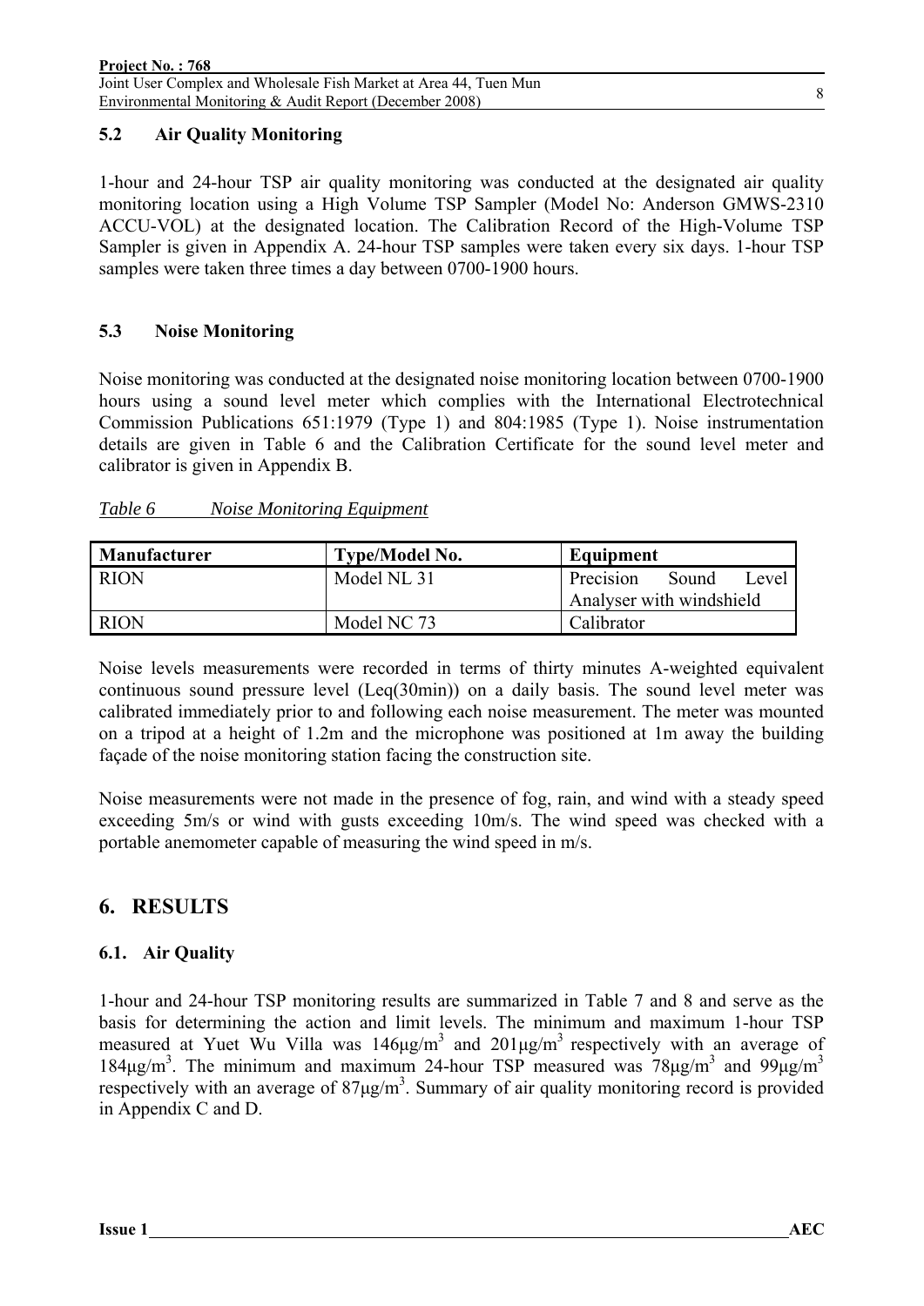## 5.2 Air Quality Monitoring

1-hour and 24-hour TSP air quality monitoring was conducted at the designated air quality monitoring location using a High Volume TSP Sampler (Model No: Anderson GMWS-2310 ACCU-VOL) at the designated location. The Calibration Record of the High-Volume TSP Sampler is given in Appendix A. 24-hour TSP samples were taken every six days. 1-hour TSP samples were taken three times a day between 0700-1900 hours.

## 5.3 Noise Monitoring

Noise monitoring was conducted at the designated noise monitoring location between 0700-1900 hours using a sound level meter which complies with the International Electrotechnical Commission Publications 651:1979 (Type 1) and 804:1985 (Type 1). Noise instrumentation details are given in Table 6 and the Calibration Certificate for the sound level meter and calibrator is given in Appendix B.

*Table 6 Noise Monitoring Equipment*

| Manufacturer | Type/Model No. | Equipment |
|---|---|---|
| RION | Model NL 31 | Precision Sound Level Analyser with windshield |
| RION | Model NC 73 | Calibrator |

Noise levels measurements were recorded in terms of thirty minutes A-weighted equivalent continuous sound pressure level (Leq(30min)) on a daily basis. The sound level meter was calibrated immediately prior to and following each noise measurement. The meter was mounted on a tripod at a height of 1.2m and the microphone was positioned at 1m away the building façade of the noise monitoring station facing the construction site.

Noise measurements were not made in the presence of fog, rain, and wind with a steady speed exceeding 5m/s or wind with gusts exceeding 10m/s. The wind speed was checked with a portable anemometer capable of measuring the wind speed in m/s.

# 6. RESULTS

## 6.1. Air Quality

1-hour and 24-hour TSP monitoring results are summarized in Table 7 and 8 and serve as the basis for determining the action and limit levels. The minimum and maximum 1-hour TSP measured at Yuet Wu Villa was 146μg/m$^3$ and 201μg/m$^3$ respectively with an average of 184μg/m$^3$. The minimum and maximum 24-hour TSP measured was 78μg/m$^3$ and 99μg/m$^3$ respectively with an average of 87μg/m$^3$. Summary of air quality monitoring record is provided in Appendix C and D.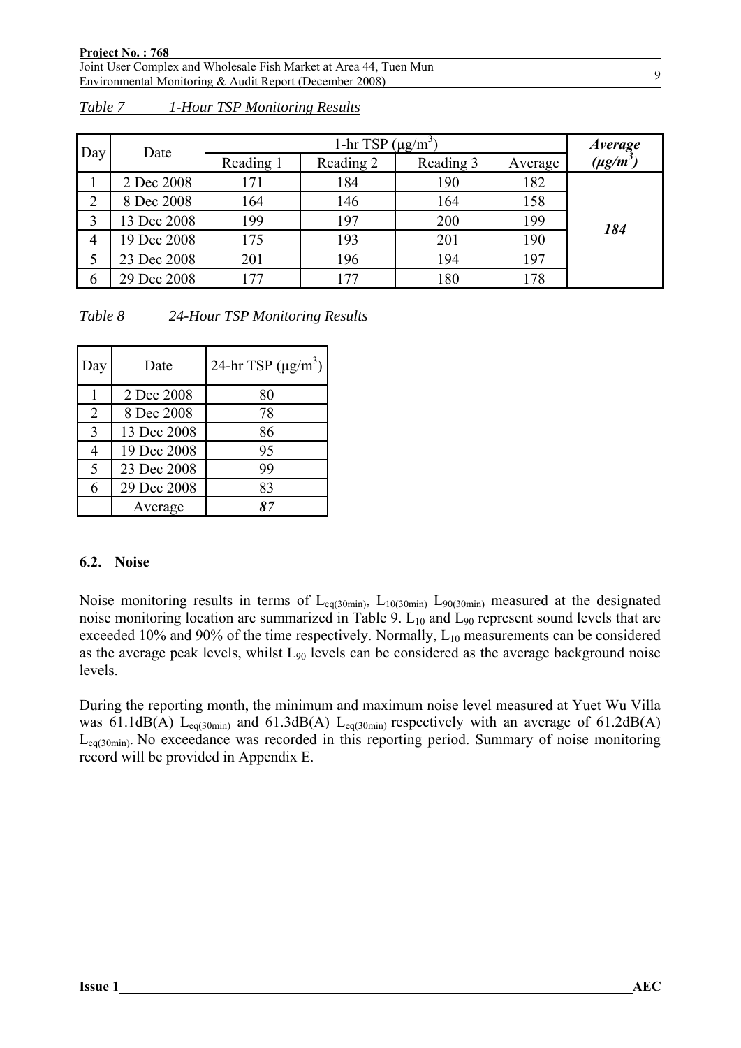*Table 7 1-Hour TSP Monitoring Results*

| Day | Date | 1-hr TSP ($\mu g/m^3$) | | | | ***Average ($\mu g/m^3$)*** |
|---|---|---|---|---|---|---|
| | | Reading 1 | Reading 2 | Reading 3 | Average | |
| 1 | 2 Dec 2008 | 171 | 184 | 190 | 182 | ***184*** |
| 2 | 8 Dec 2008 | 164 | 146 | 164 | 158 | |
| 3 | 13 Dec 2008 | 199 | 197 | 200 | 199 | |
| 4 | 19 Dec 2008 | 175 | 193 | 201 | 190 | |
| 5 | 23 Dec 2008 | 201 | 196 | 194 | 197 | |
| 6 | 29 Dec 2008 | 177 | 177 | 180 | 178 | |

*Table 8 24-Hour TSP Monitoring Results*

| Day | Date | 24-hr TSP ($\mu g/m^3$) |
|---|---|---|
| 1 | 2 Dec 2008 | 80 |
| 2 | 8 Dec 2008 | 78 |
| 3 | 13 Dec 2008 | 86 |
| 4 | 19 Dec 2008 | 95 |
| 5 | 23 Dec 2008 | 99 |
| 6 | 29 Dec 2008 | 83 |
| | Average | ***87*** |

### 6.2. Noise

Noise monitoring results in terms of $L_{eq(30min)}$, $L_{10(30min)}$ $L_{90(30min)}$ measured at the designated noise monitoring location are summarized in Table 9. $L_{10}$ and $L_{90}$ represent sound levels that are exceeded 10% and 90% of the time respectively. Normally, $L_{10}$ measurements can be considered as the average peak levels, whilst $L_{90}$ levels can be considered as the average background noise levels.

During the reporting month, the minimum and maximum noise level measured at Yuet Wu Villa was 61.1dB(A) $L_{eq(30min)}$ and 61.3dB(A) $L_{eq(30min)}$ respectively with an average of 61.2dB(A) $L_{eq(30min)}$. No exceedance was recorded in this reporting period. Summary of noise monitoring record will be provided in Appendix E.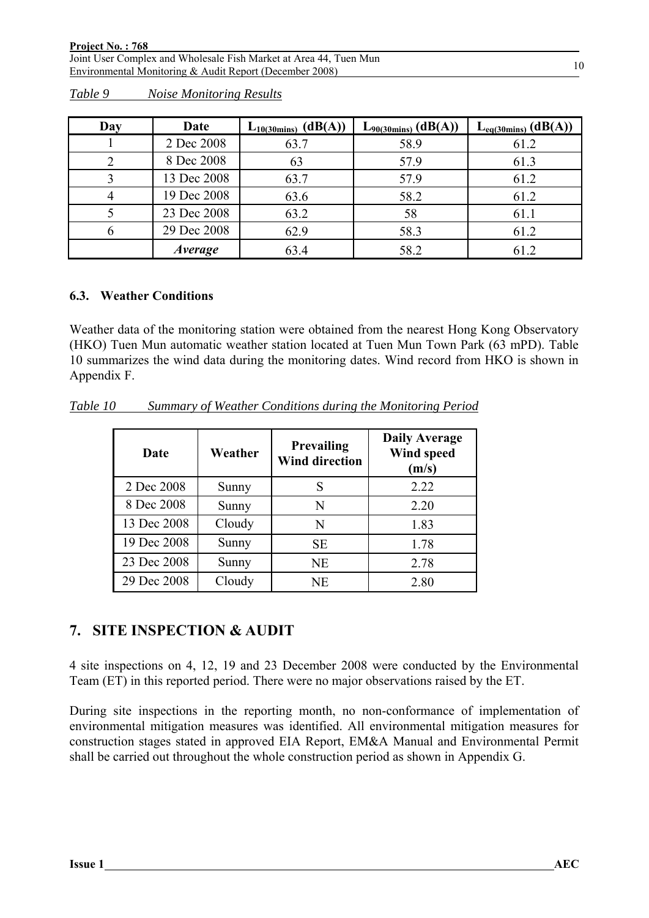*Table 9 Noise Monitoring Results*

| Day | Date | $L_{10(30mins)}$ (dB(A)) | $L_{90(30mins)}$ (dB(A)) | $L_{eq(30mins)}$ (dB(A)) |
|---|---|---|---|---|
| 1 | 2 Dec 2008 | 63.7 | 58.9 | 61.2 |
| 2 | 8 Dec 2008 | 63 | 57.9 | 61.3 |
| 3 | 13 Dec 2008 | 63.7 | 57.9 | 61.2 |
| 4 | 19 Dec 2008 | 63.6 | 58.2 | 61.2 |
| 5 | 23 Dec 2008 | 63.2 | 58 | 61.1 |
| 6 | 29 Dec 2008 | 62.9 | 58.3 | 61.2 |
| | ***Average*** | 63.4 | 58.2 | 61.2 |

### 6.3. Weather Conditions

Weather data of the monitoring station were obtained from the nearest Hong Kong Observatory (HKO) Tuen Mun automatic weather station located at Tuen Mun Town Park (63 mPD). Table 10 summarizes the wind data during the monitoring dates. Wind record from HKO is shown in Appendix F.

*Table 10 Summary of Weather Conditions during the Monitoring Period*

| Date | Weather | Prevailing Wind direction | Daily Average Wind speed (m/s) |
|---|---|---|---|
| 2 Dec 2008 | Sunny | S | 2.22 |
| 8 Dec 2008 | Sunny | N | 2.20 |
| 13 Dec 2008 | Cloudy | N | 1.83 |
| 19 Dec 2008 | Sunny | SE | 1.78 |
| 23 Dec 2008 | Sunny | NE | 2.78 |
| 29 Dec 2008 | Cloudy | NE | 2.80 |

## 7. SITE INSPECTION & AUDIT

4 site inspections on 4, 12, 19 and 23 December 2008 were conducted by the Environmental Team (ET) in this reported period. There were no major observations raised by the ET.

During site inspections in the reporting month, no non-conformance of implementation of environmental mitigation measures was identified. All environmental mitigation measures for construction stages stated in approved EIA Report, EM&A Manual and Environmental Permit shall be carried out throughout the whole construction period as shown in Appendix G.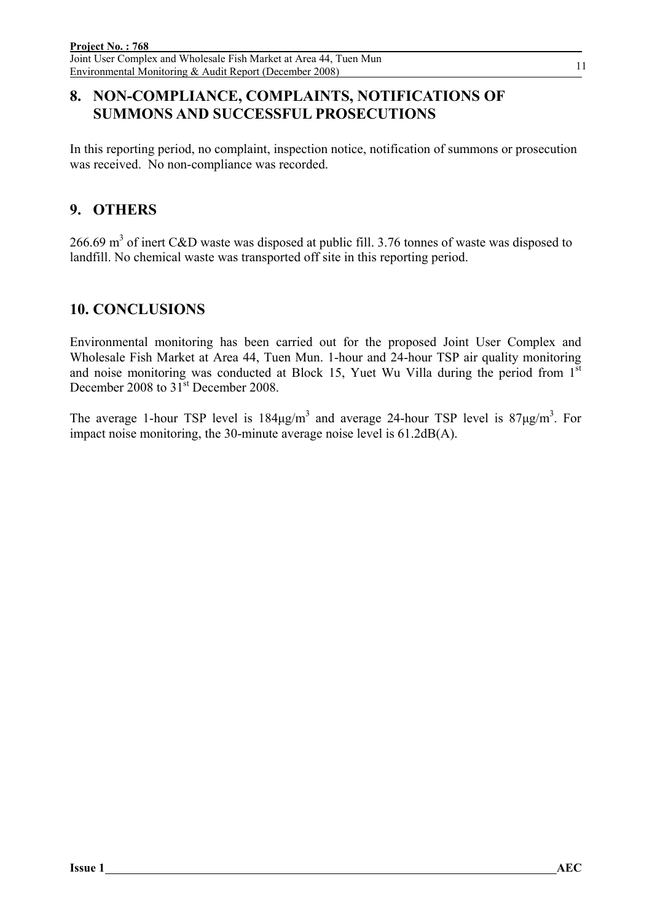## 8. NON-COMPLIANCE, COMPLAINTS, NOTIFICATIONS OF SUMMONS AND SUCCESSFUL PROSECUTIONS

In this reporting period, no complaint, inspection notice, notification of summons or prosecution was received. No non-compliance was recorded.

## 9. OTHERS

266.69 $m^3$ of inert C&D waste was disposed at public fill. 3.76 tonnes of waste was disposed to landfill. No chemical waste was transported off site in this reporting period.

## 10. CONCLUSIONS

Environmental monitoring has been carried out for the proposed Joint User Complex and Wholesale Fish Market at Area 44, Tuen Mun. 1-hour and 24-hour TSP air quality monitoring and noise monitoring was conducted at Block 15, Yuet Wu Villa during the period from 1st December 2008 to 31st December 2008.

The average 1-hour TSP level is 184μg/$m^3$ and average 24-hour TSP level is 87μg/$m^3$. For impact noise monitoring, the 30-minute average noise level is 61.2dB(A).